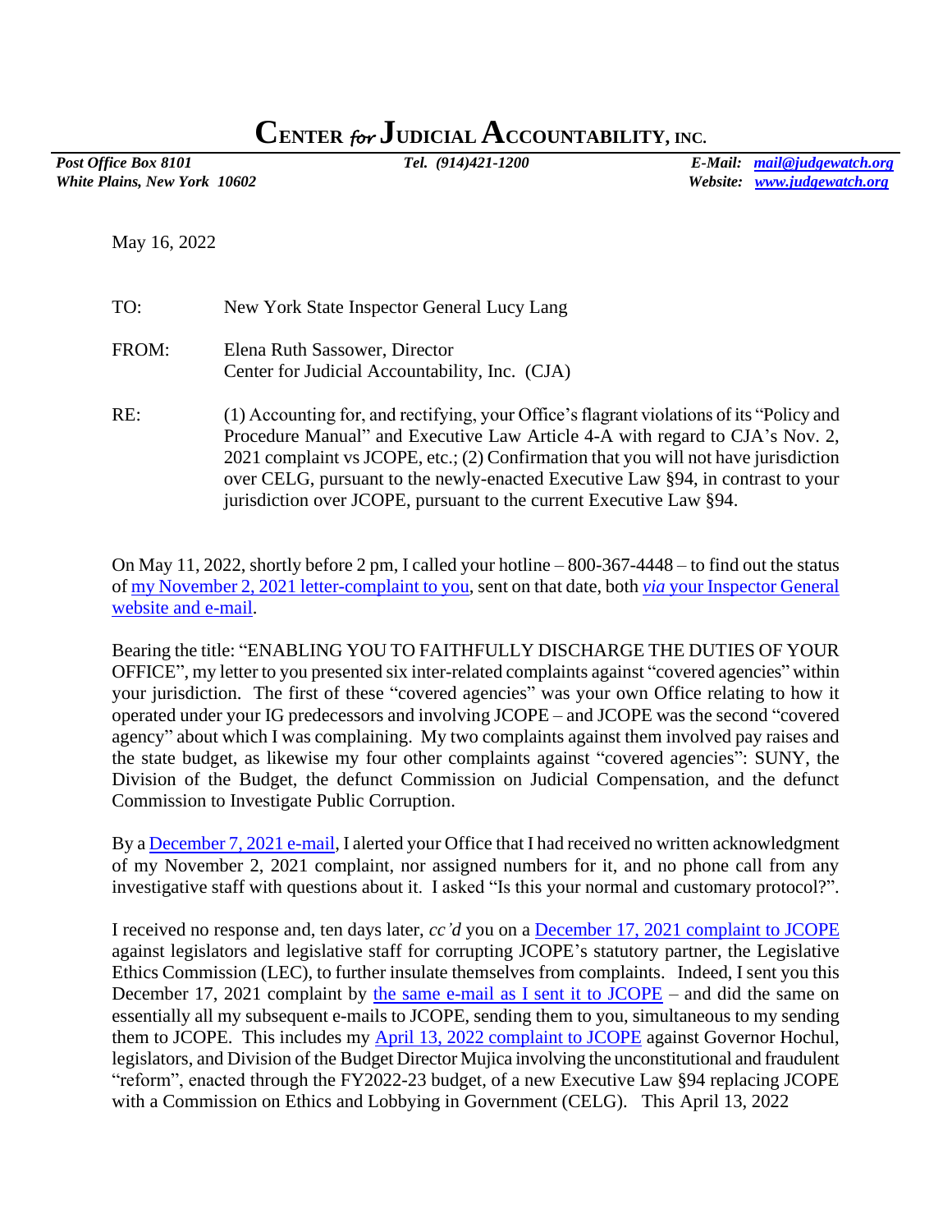# CENTER *for* JUDICIAL ACCOUNTABILITY, INC.

*Post Office Box 8101* | *Tel. (914)421-1200* | *E-Mail: mail@judgewatch.org*
*White Plains, New York 10602* | | *Website: www.judgewatch.org*

May 16, 2022

TO: New York State Inspector General Lucy Lang

FROM: Elena Ruth Sassower, Director
Center for Judicial Accountability, Inc. (CJA)

RE: (1) Accounting for, and rectifying, your Office's flagrant violations of its "Policy and Procedure Manual" and Executive Law Article 4-A with regard to CJA's Nov. 2, 2021 complaint vs JCOPE, etc.; (2) Confirmation that you will not have jurisdiction over CELG, pursuant to the newly-enacted Executive Law §94, in contrast to your jurisdiction over JCOPE, pursuant to the current Executive Law §94.

On May 11, 2022, shortly before 2 pm, I called your hotline – 800-367-4448 – to find out the status of my November 2, 2021 letter-complaint to you, sent on that date, both *via* your Inspector General website and e-mail.

Bearing the title: "ENABLING YOU TO FAITHFULLY DISCHARGE THE DUTIES OF YOUR OFFICE", my letter to you presented six inter-related complaints against "covered agencies" within your jurisdiction. The first of these "covered agencies" was your own Office relating to how it operated under your IG predecessors and involving JCOPE – and JCOPE was the second "covered agency" about which I was complaining. My two complaints against them involved pay raises and the state budget, as likewise my four other complaints against "covered agencies": SUNY, the Division of the Budget, the defunct Commission on Judicial Compensation, and the defunct Commission to Investigate Public Corruption.

By a December 7, 2021 e-mail, I alerted your Office that I had received no written acknowledgment of my November 2, 2021 complaint, nor assigned numbers for it, and no phone call from any investigative staff with questions about it. I asked "Is this your normal and customary protocol?".

I received no response and, ten days later, *cc'd* you on a December 17, 2021 complaint to JCOPE against legislators and legislative staff for corrupting JCOPE's statutory partner, the Legislative Ethics Commission (LEC), to further insulate themselves from complaints. Indeed, I sent you this December 17, 2021 complaint by the same e-mail as I sent it to JCOPE – and did the same on essentially all my subsequent e-mails to JCOPE, sending them to you, simultaneous to my sending them to JCOPE. This includes my April 13, 2022 complaint to JCOPE against Governor Hochul, legislators, and Division of the Budget Director Mujica involving the unconstitutional and fraudulent "reform", enacted through the FY2022-23 budget, of a new Executive Law §94 replacing JCOPE with a Commission on Ethics and Lobbying in Government (CELG). This April 13, 2022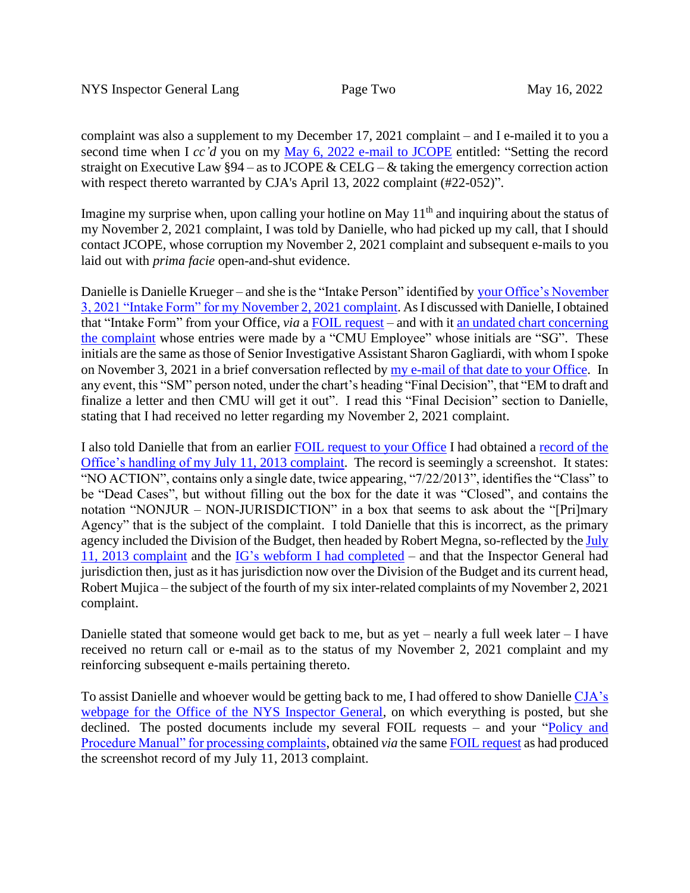complaint was also a supplement to my December 17, 2021 complaint – and I e-mailed it to you a second time when I *cc'd* you on my May 6, 2022 e-mail to JCOPE entitled: "Setting the record straight on Executive Law §94 – as to JCOPE & CELG – & taking the emergency correction action with respect thereto warranted by CJA's April 13, 2022 complaint (#22-052)".

Imagine my surprise when, upon calling your hotline on May 11th and inquiring about the status of my November 2, 2021 complaint, I was told by Danielle, who had picked up my call, that I should contact JCOPE, whose corruption my November 2, 2021 complaint and subsequent e-mails to you laid out with *prima facie* open-and-shut evidence.

Danielle is Danielle Krueger – and she is the "Intake Person" identified by your Office's November 3, 2021 "Intake Form" for my November 2, 2021 complaint. As I discussed with Danielle, I obtained that "Intake Form" from your Office, *via* a FOIL request – and with it an undated chart concerning the complaint whose entries were made by a "CMU Employee" whose initials are "SG". These initials are the same as those of Senior Investigative Assistant Sharon Gagliardi, with whom I spoke on November 3, 2021 in a brief conversation reflected by my e-mail of that date to your Office. In any event, this "SM" person noted, under the chart's heading "Final Decision", that "EM to draft and finalize a letter and then CMU will get it out". I read this "Final Decision" section to Danielle, stating that I had received no letter regarding my November 2, 2021 complaint.

I also told Danielle that from an earlier FOIL request to your Office I had obtained a record of the Office's handling of my July 11, 2013 complaint. The record is seemingly a screenshot. It states: "NO ACTION", contains only a single date, twice appearing, "7/22/2013", identifies the "Class" to be "Dead Cases", but without filling out the box for the date it was "Closed", and contains the notation "NONJUR – NON-JURISDICTION" in a box that seems to ask about the "[Pri]mary Agency" that is the subject of the complaint. I told Danielle that this is incorrect, as the primary agency included the Division of the Budget, then headed by Robert Megna, so-reflected by the July 11, 2013 complaint and the IG's webform I had completed – and that the Inspector General had jurisdiction then, just as it has jurisdiction now over the Division of the Budget and its current head, Robert Mujica – the subject of the fourth of my six inter-related complaints of my November 2, 2021 complaint.

Danielle stated that someone would get back to me, but as yet – nearly a full week later – I have received no return call or e-mail as to the status of my November 2, 2021 complaint and my reinforcing subsequent e-mails pertaining thereto.

To assist Danielle and whoever would be getting back to me, I had offered to show Danielle CJA's webpage for the Office of the NYS Inspector General, on which everything is posted, but she declined. The posted documents include my several FOIL requests – and your "Policy and Procedure Manual" for processing complaints, obtained *via* the same FOIL request as had produced the screenshot record of my July 11, 2013 complaint.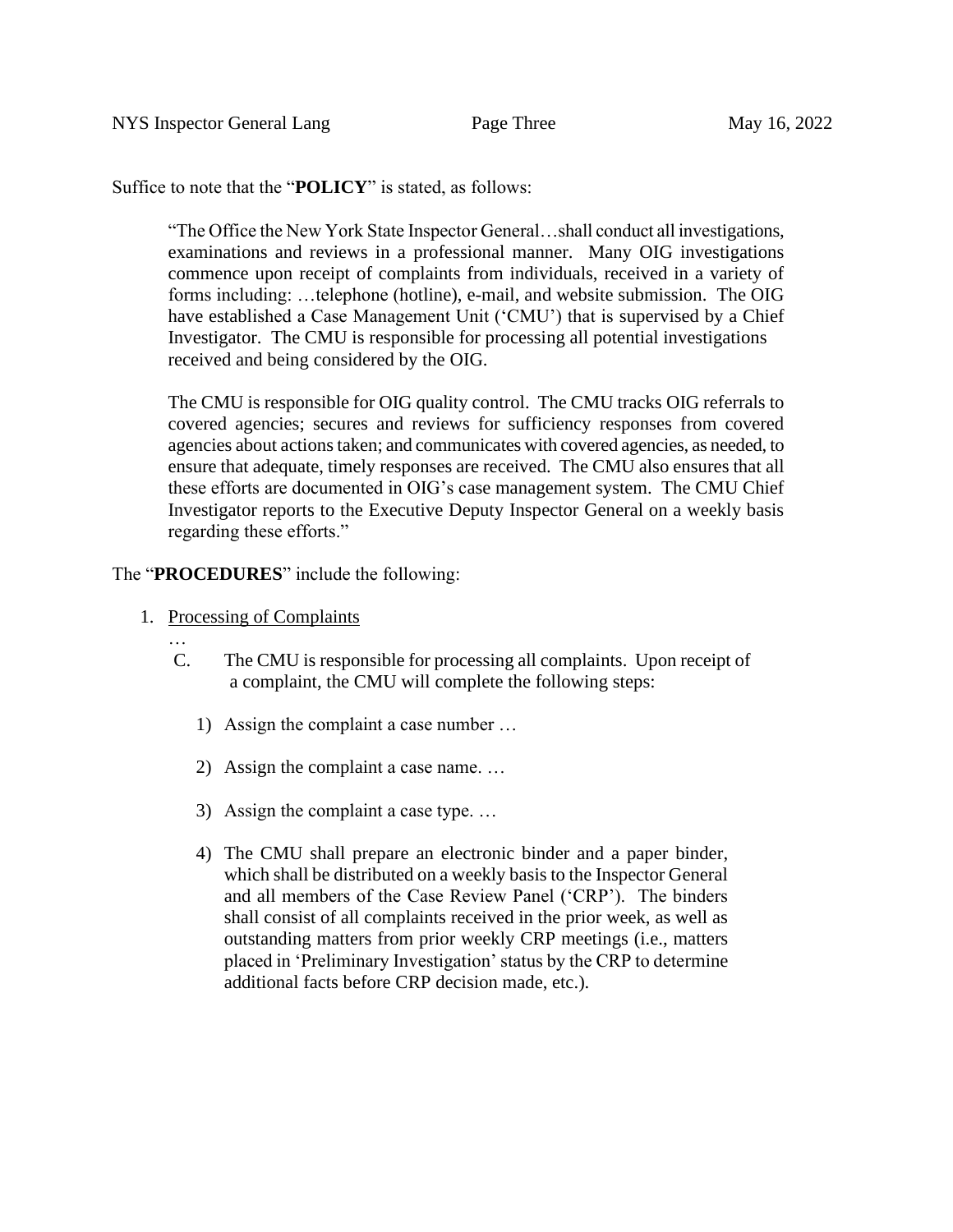Suffice to note that the "**POLICY**" is stated, as follows:

> "The Office the New York State Inspector General…shall conduct all investigations, examinations and reviews in a professional manner. Many OIG investigations commence upon receipt of complaints from individuals, received in a variety of forms including: …telephone (hotline), e-mail, and website submission. The OIG have established a Case Management Unit ('CMU') that is supervised by a Chief Investigator. The CMU is responsible for processing all potential investigations received and being considered by the OIG.
>
> The CMU is responsible for OIG quality control. The CMU tracks OIG referrals to covered agencies; secures and reviews for sufficiency responses from covered agencies about actions taken; and communicates with covered agencies, as needed, to ensure that adequate, timely responses are received. The CMU also ensures that all these efforts are documented in OIG's case management system. The CMU Chief Investigator reports to the Executive Deputy Inspector General on a weekly basis regarding these efforts."

The "**PROCEDURES**" include the following:

1. Processing of Complaints

   …

   C. The CMU is responsible for processing all complaints. Upon receipt of a complaint, the CMU will complete the following steps:

      1) Assign the complaint a case number …

      2) Assign the complaint a case name. …

      3) Assign the complaint a case type. …

      4) The CMU shall prepare an electronic binder and a paper binder, which shall be distributed on a weekly basis to the Inspector General and all members of the Case Review Panel ('CRP'). The binders shall consist of all complaints received in the prior week, as well as outstanding matters from prior weekly CRP meetings (i.e., matters placed in 'Preliminary Investigation' status by the CRP to determine additional facts before CRP decision made, etc.).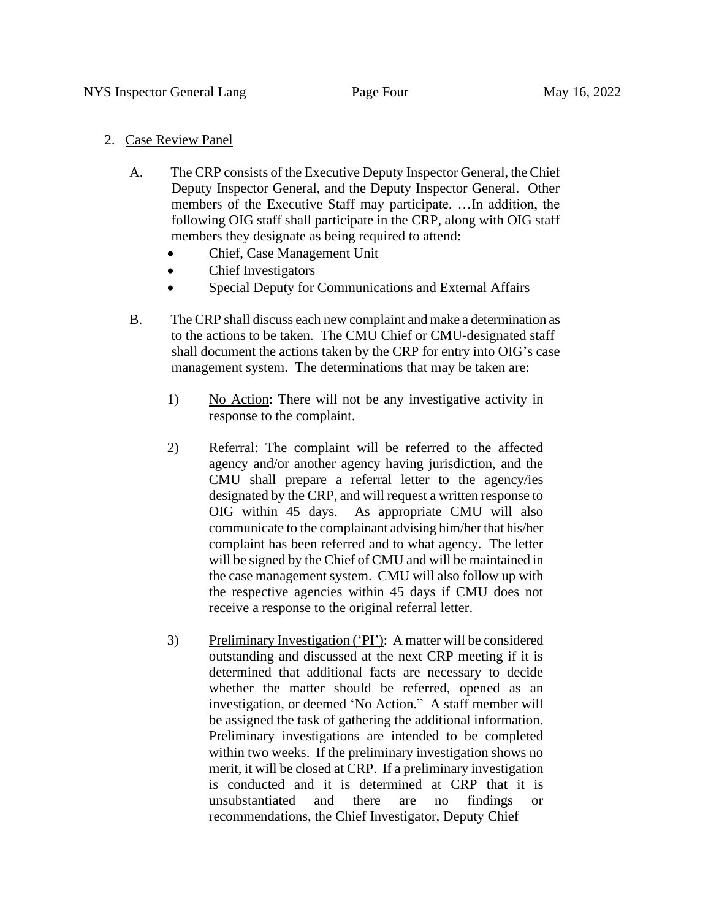2. <u>Case Review Panel</u>

   A. The CRP consists of the Executive Deputy Inspector General, the Chief Deputy Inspector General, and the Deputy Inspector General. Other members of the Executive Staff may participate. …In addition, the following OIG staff shall participate in the CRP, along with OIG staff members they designate as being required to attend:

      - Chief, Case Management Unit
      - Chief Investigators
      - Special Deputy for Communications and External Affairs

   B. The CRP shall discuss each new complaint and make a determination as to the actions to be taken. The CMU Chief or CMU-designated staff shall document the actions taken by the CRP for entry into OIG's case management system. The determinations that may be taken are:

      1) <u>No Action</u>: There will not be any investigative activity in response to the complaint.

      2) <u>Referral</u>: The complaint will be referred to the affected agency and/or another agency having jurisdiction, and the CMU shall prepare a referral letter to the agency/ies designated by the CRP, and will request a written response to OIG within 45 days. As appropriate CMU will also communicate to the complainant advising him/her that his/her complaint has been referred and to what agency. The letter will be signed by the Chief of CMU and will be maintained in the case management system. CMU will also follow up with the respective agencies within 45 days if CMU does not receive a response to the original referral letter.

      3) <u>Preliminary Investigation ('PI')</u>: A matter will be considered outstanding and discussed at the next CRP meeting if it is determined that additional facts are necessary to decide whether the matter should be referred, opened as an investigation, or deemed 'No Action." A staff member will be assigned the task of gathering the additional information. Preliminary investigations are intended to be completed within two weeks. If the preliminary investigation shows no merit, it will be closed at CRP. If a preliminary investigation is conducted and it is determined at CRP that it is unsubstantiated and there are no findings or recommendations, the Chief Investigator, Deputy Chief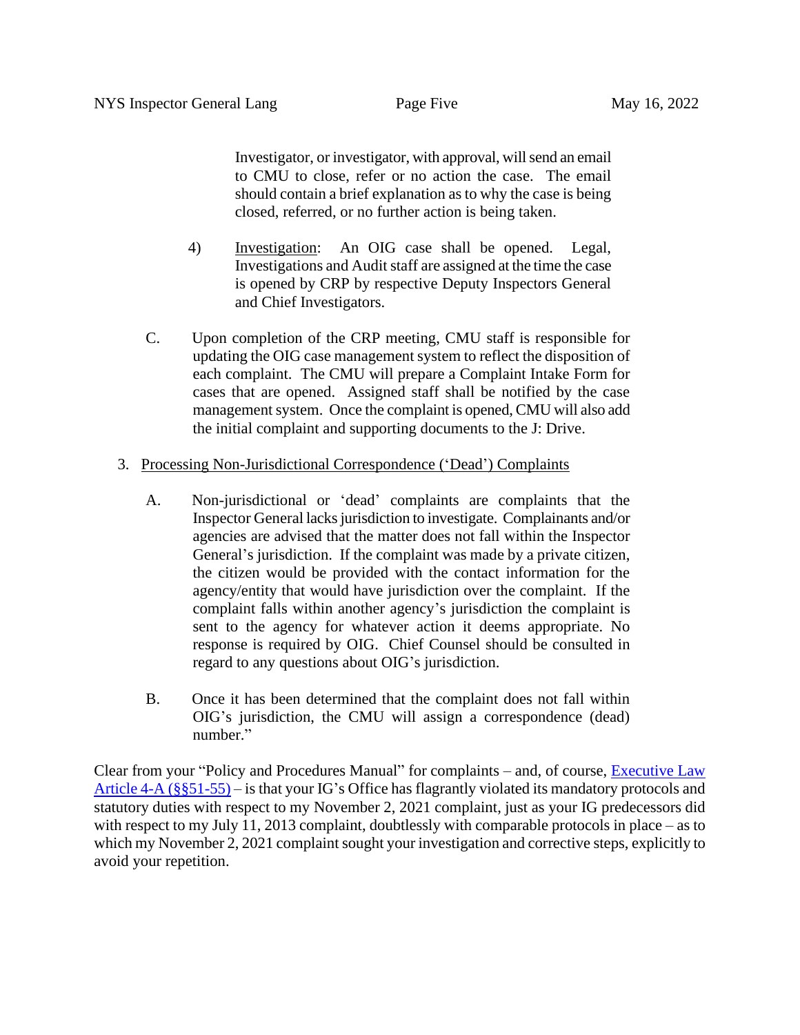Investigator, or investigator, with approval, will send an email to CMU to close, refer or no action the case. The email should contain a brief explanation as to why the case is being closed, referred, or no further action is being taken.

4) Investigation: An OIG case shall be opened. Legal, Investigations and Audit staff are assigned at the time the case is opened by CRP by respective Deputy Inspectors General and Chief Investigators.

C. Upon completion of the CRP meeting, CMU staff is responsible for updating the OIG case management system to reflect the disposition of each complaint. The CMU will prepare a Complaint Intake Form for cases that are opened. Assigned staff shall be notified by the case management system. Once the complaint is opened, CMU will also add the initial complaint and supporting documents to the J: Drive.

3. Processing Non-Jurisdictional Correspondence ('Dead') Complaints

A. Non-jurisdictional or 'dead' complaints are complaints that the Inspector General lacks jurisdiction to investigate. Complainants and/or agencies are advised that the matter does not fall within the Inspector General's jurisdiction. If the complaint was made by a private citizen, the citizen would be provided with the contact information for the agency/entity that would have jurisdiction over the complaint. If the complaint falls within another agency's jurisdiction the complaint is sent to the agency for whatever action it deems appropriate. No response is required by OIG. Chief Counsel should be consulted in regard to any questions about OIG's jurisdiction.

B. Once it has been determined that the complaint does not fall within OIG's jurisdiction, the CMU will assign a correspondence (dead) number."

Clear from your "Policy and Procedures Manual" for complaints – and, of course, Executive Law Article 4-A (§§51-55) – is that your IG's Office has flagrantly violated its mandatory protocols and statutory duties with respect to my November 2, 2021 complaint, just as your IG predecessors did with respect to my July 11, 2013 complaint, doubtlessly with comparable protocols in place – as to which my November 2, 2021 complaint sought your investigation and corrective steps, explicitly to avoid your repetition.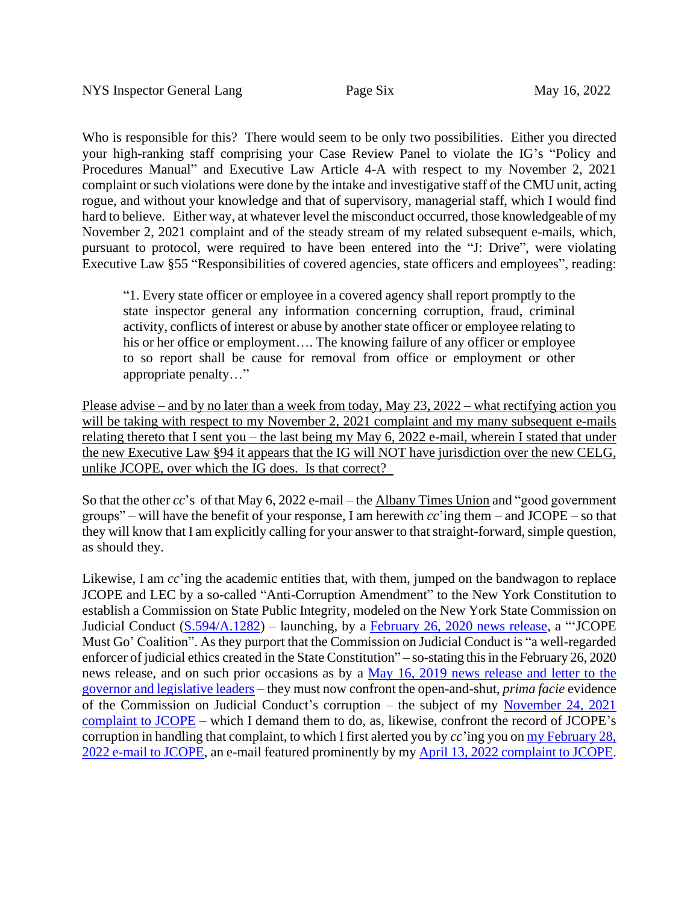Who is responsible for this? There would seem to be only two possibilities. Either you directed your high-ranking staff comprising your Case Review Panel to violate the IG's "Policy and Procedures Manual" and Executive Law Article 4-A with respect to my November 2, 2021 complaint or such violations were done by the intake and investigative staff of the CMU unit, acting rogue, and without your knowledge and that of supervisory, managerial staff, which I would find hard to believe. Either way, at whatever level the misconduct occurred, those knowledgeable of my November 2, 2021 complaint and of the steady stream of my related subsequent e-mails, which, pursuant to protocol, were required to have been entered into the "J: Drive", were violating Executive Law §55 "Responsibilities of covered agencies, state officers and employees", reading:

> "1. Every state officer or employee in a covered agency shall report promptly to the state inspector general any information concerning corruption, fraud, criminal activity, conflicts of interest or abuse by another state officer or employee relating to his or her office or employment…. The knowing failure of any officer or employee to so report shall be cause for removal from office or employment or other appropriate penalty…"

<u>Please advise – and by no later than a week from today, May 23, 2022 – what rectifying action you will be taking with respect to my November 2, 2021 complaint and my many subsequent e-mails relating thereto that I sent you – the last being my May 6, 2022 e-mail, wherein I stated that under the new Executive Law §94 it appears that the IG will NOT have jurisdiction over the new CELG, unlike JCOPE, over which the IG does. Is that correct?</u>

So that the other *cc*'s of that May 6, 2022 e-mail – the <u>Albany Times Union</u> and "good government groups" – will have the benefit of your response, I am herewith *cc*'ing them – and JCOPE – so that they will know that I am explicitly calling for your answer to that straight-forward, simple question, as should they.

Likewise, I am *cc*'ing the academic entities that, with them, jumped on the bandwagon to replace JCOPE and LEC by a so-called "Anti-Corruption Amendment" to the New York Constitution to establish a Commission on State Public Integrity, modeled on the New York State Commission on Judicial Conduct (S.594/A.1282) – launching, by a February 26, 2020 news release, a "'JCOPE Must Go' Coalition". As they purport that the Commission on Judicial Conduct is "a well-regarded enforcer of judicial ethics created in the State Constitution" – so-stating this in the February 26, 2020 news release, and on such prior occasions as by a May 16, 2019 news release and letter to the governor and legislative leaders – they must now confront the open-and-shut, *prima facie* evidence of the Commission on Judicial Conduct's corruption – the subject of my November 24, 2021 complaint to JCOPE – which I demand them to do, as, likewise, confront the record of JCOPE's corruption in handling that complaint, to which I first alerted you by *cc*'ing you on my February 28, 2022 e-mail to JCOPE, an e-mail featured prominently by my April 13, 2022 complaint to JCOPE.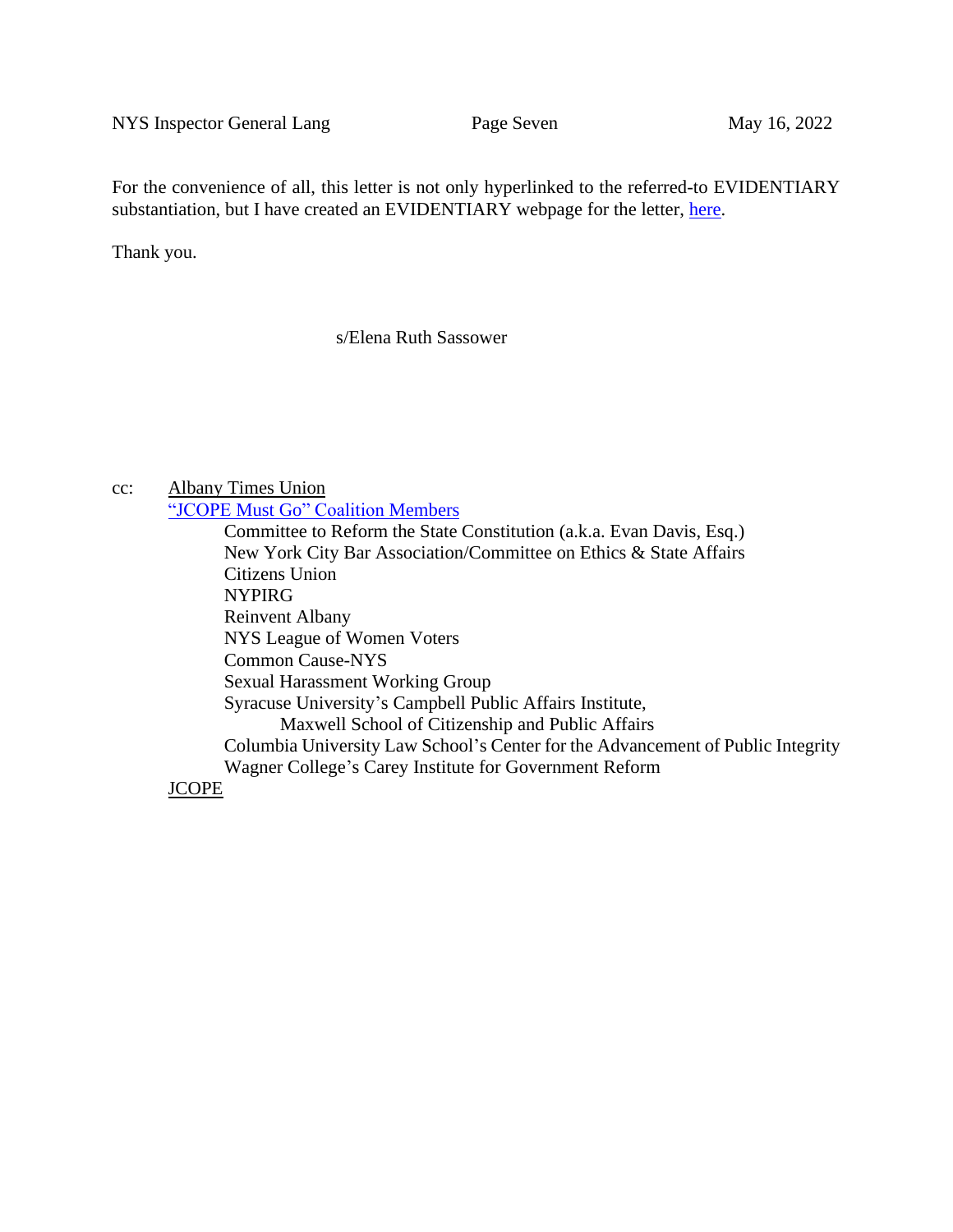For the convenience of all, this letter is not only hyperlinked to the referred-to EVIDENTIARY substantiation, but I have created an EVIDENTIARY webpage for the letter, here.

Thank you.

s/Elena Ruth Sassower

cc: Albany Times Union
"JCOPE Must Go" Coalition Members
- Committee to Reform the State Constitution (a.k.a. Evan Davis, Esq.)
- New York City Bar Association/Committee on Ethics & State Affairs
- Citizens Union
- NYPIRG
- Reinvent Albany
- NYS League of Women Voters
- Common Cause-NYS
- Sexual Harassment Working Group
- Syracuse University's Campbell Public Affairs Institute, Maxwell School of Citizenship and Public Affairs
- Columbia University Law School's Center for the Advancement of Public Integrity
- Wagner College's Carey Institute for Government Reform

JCOPE